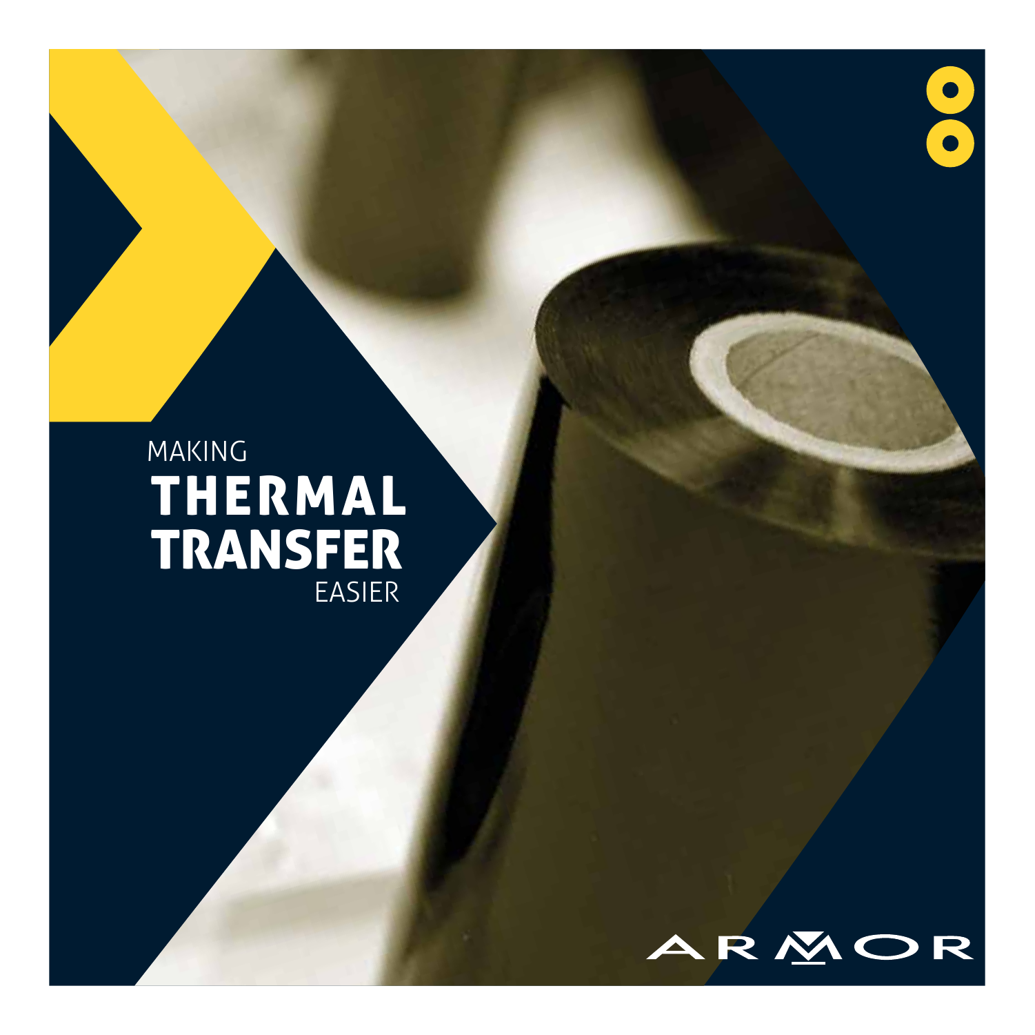# MAKING THERMAL TRANSFER EASIER

ARMOR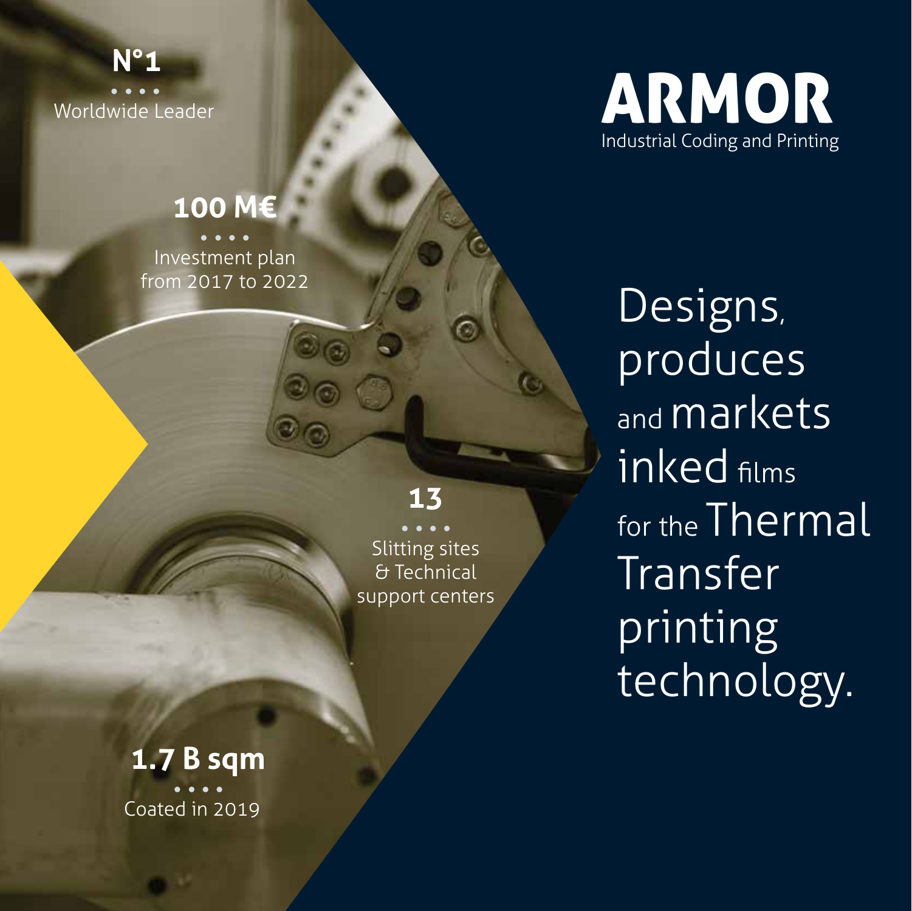# ARMOR

Industrial Coding and Printing

**N°1**

Worldwide Leader

**100 M€**

Investment plan from 2017 to 2022

**13**

Slitting sites & Technical support centers

**1.7 B sqm**

Coated in 2019

Designs, produces and markets inked films for the Thermal Transfer printing technology.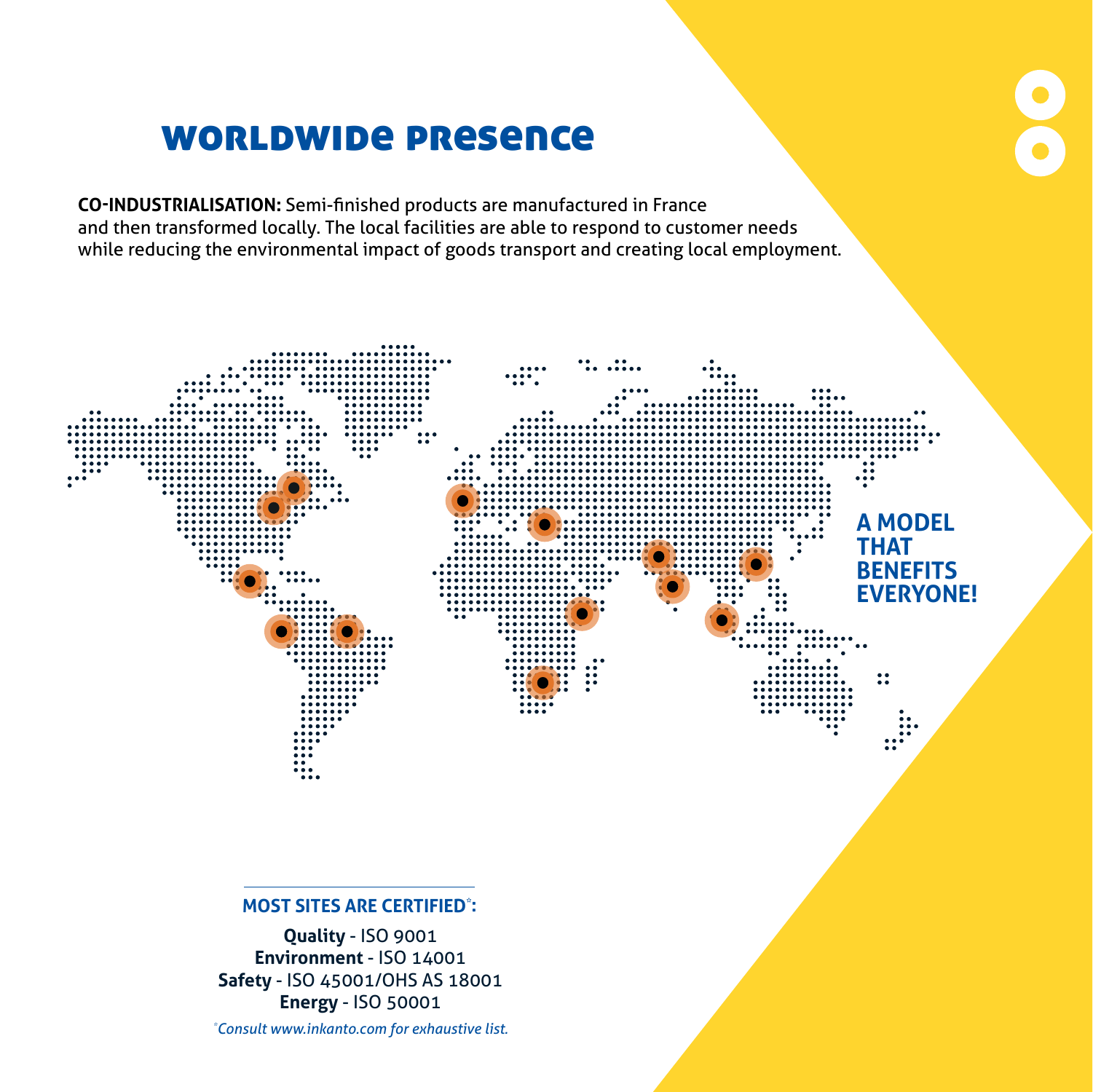# WORLDWIDE PRESENCE

**CO-INDUSTRIALISATION:** Semi-finished products are manufactured in France and then transformed locally. The local facilities are able to respond to customer needs while reducing the environmental impact of goods transport and creating local employment.

**A MODEL THAT BENEFITS EVERYONE!**

**MOST SITES ARE CERTIFIED*:**

**Quality** - ISO 9001
**Environment** - ISO 14001
**Safety** - ISO 45001/OHS AS 18001
**Energy** - ISO 50001

*\*Consult www.inkanto.com for exhaustive list.*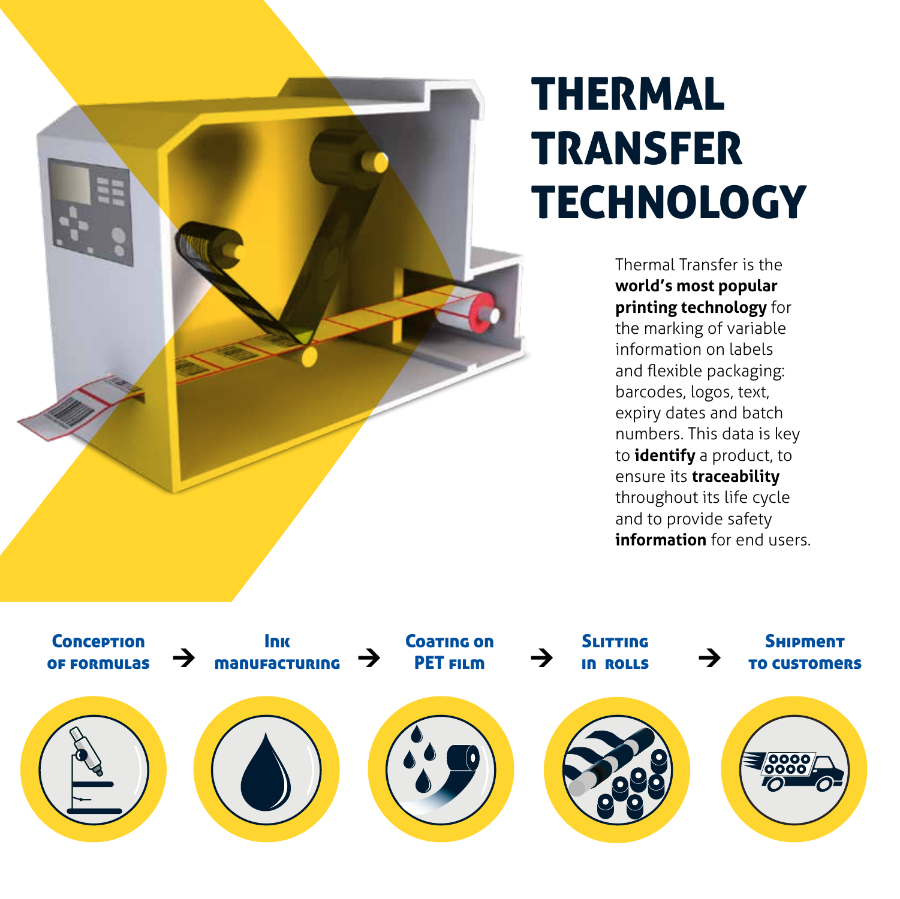# THERMAL TRANSFER TECHNOLOGY

Thermal Transfer is the **world's most popular printing technology** for the marking of variable information on labels and flexible packaging: barcodes, logos, text, expiry dates and batch numbers. This data is key to **identify** a product, to ensure its **traceability** throughout its life cycle and to provide safety **information** for end users.

**Conception of formulas** → **Ink manufacturing** → **Coating on PET film** → **Slitting in rolls** → **Shipment to customers**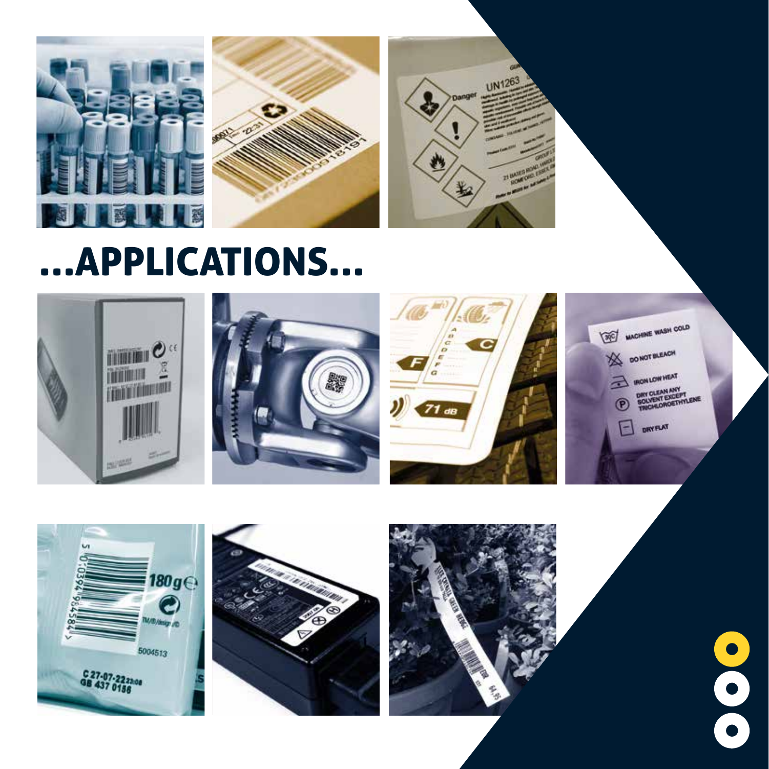# ...APPLICATIONS...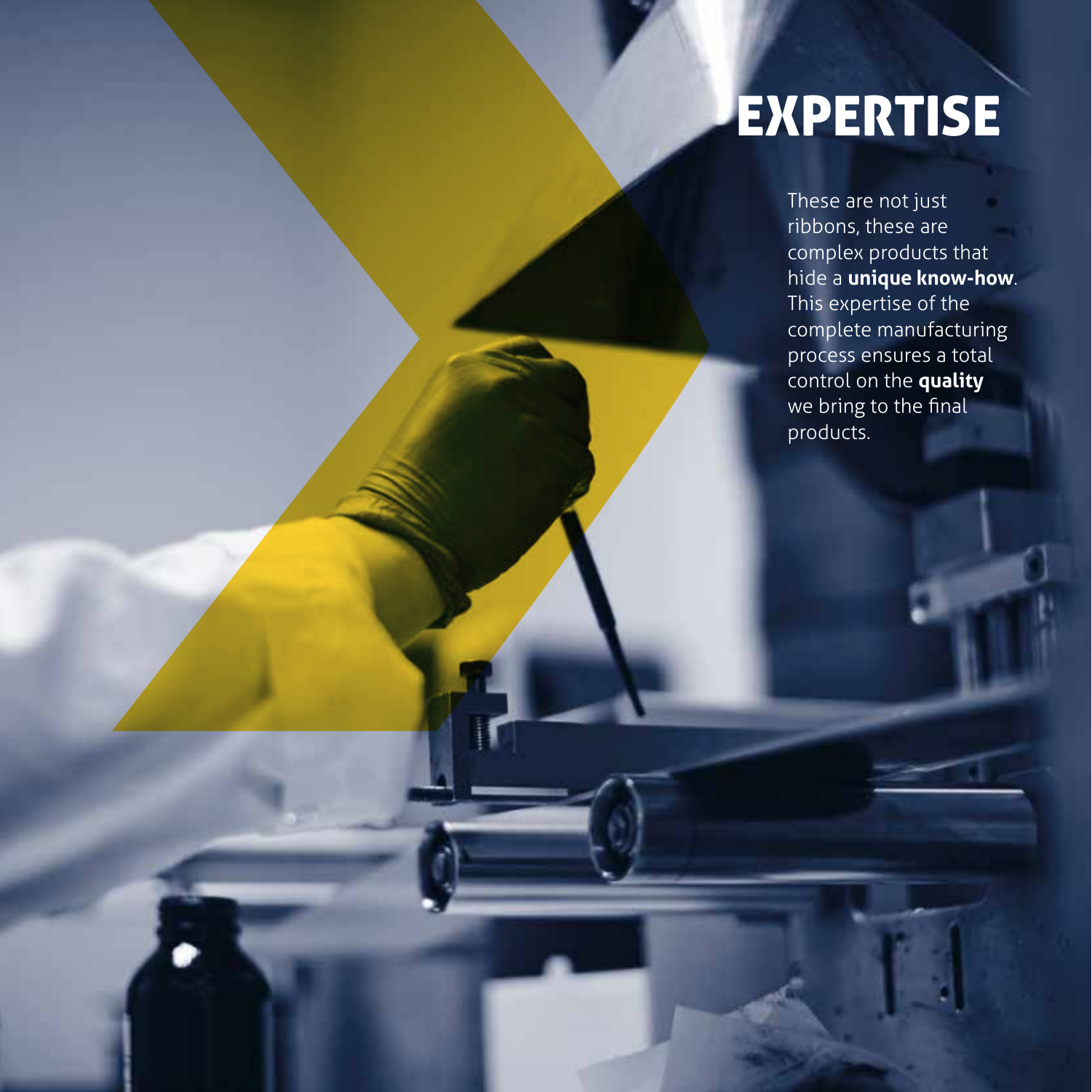# EXPERTISE

These are not just ribbons, these are complex products that hide a **unique know-how**. This expertise of the complete manufacturing process ensures a total control on the **quality** we bring to the final products.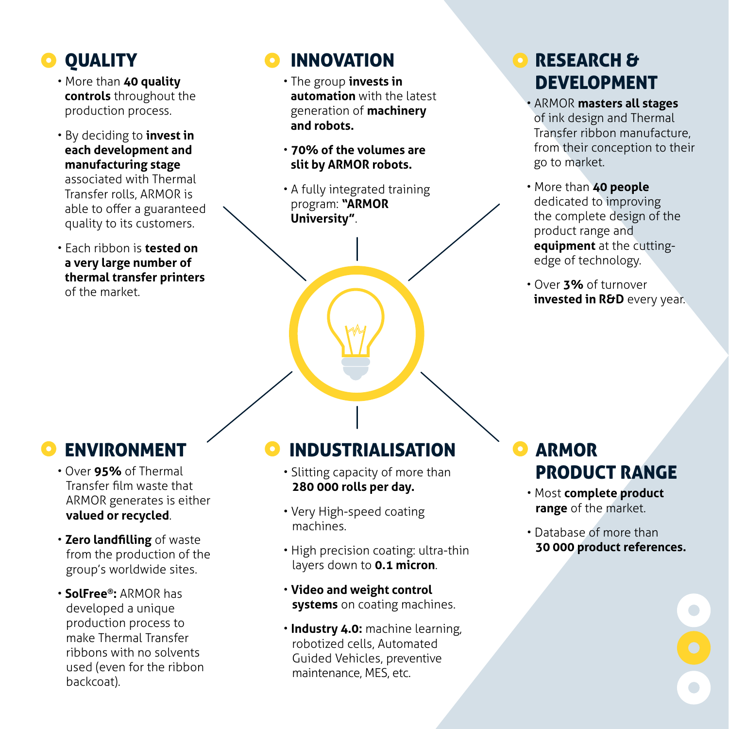## QUALITY

- More than **40 quality controls** throughout the production process.
- By deciding to **invest in each development and manufacturing stage** associated with Thermal Transfer rolls, ARMOR is able to offer a guaranteed quality to its customers.
- Each ribbon is **tested on a very large number of thermal transfer printers** of the market.

## INNOVATION

- The group **invests in automation** with the latest generation of **machinery and robots.**
- **70% of the volumes are slit by ARMOR robots.**
- A fully integrated training program: **"ARMOR University"**.

## RESEARCH & DEVELOPMENT

- ARMOR **masters all stages** of ink design and Thermal Transfer ribbon manufacture, from their conception to their go to market.
- More than **40 people** dedicated to improving the complete design of the product range and **equipment** at the cutting-edge of technology.
- Over **3%** of turnover **invested in R&D** every year.

## ENVIRONMENT

- Over **95%** of Thermal Transfer film waste that ARMOR generates is either **valued or recycled**.
- **Zero landfilling** of waste from the production of the group's worldwide sites.
- **SolFree®:** ARMOR has developed a unique production process to make Thermal Transfer ribbons with no solvents used (even for the ribbon backcoat).

## INDUSTRIALISATION

- Slitting capacity of more than **280 000 rolls per day.**
- Very High-speed coating machines.
- High precision coating: ultra-thin layers down to **0.1 micron**.
- **Video and weight control systems** on coating machines.
- **Industry 4.0:** machine learning, robotized cells, Automated Guided Vehicles, preventive maintenance, MES, etc.

## ARMOR PRODUCT RANGE

- Most **complete product range** of the market.
- Database of more than **30 000 product references.**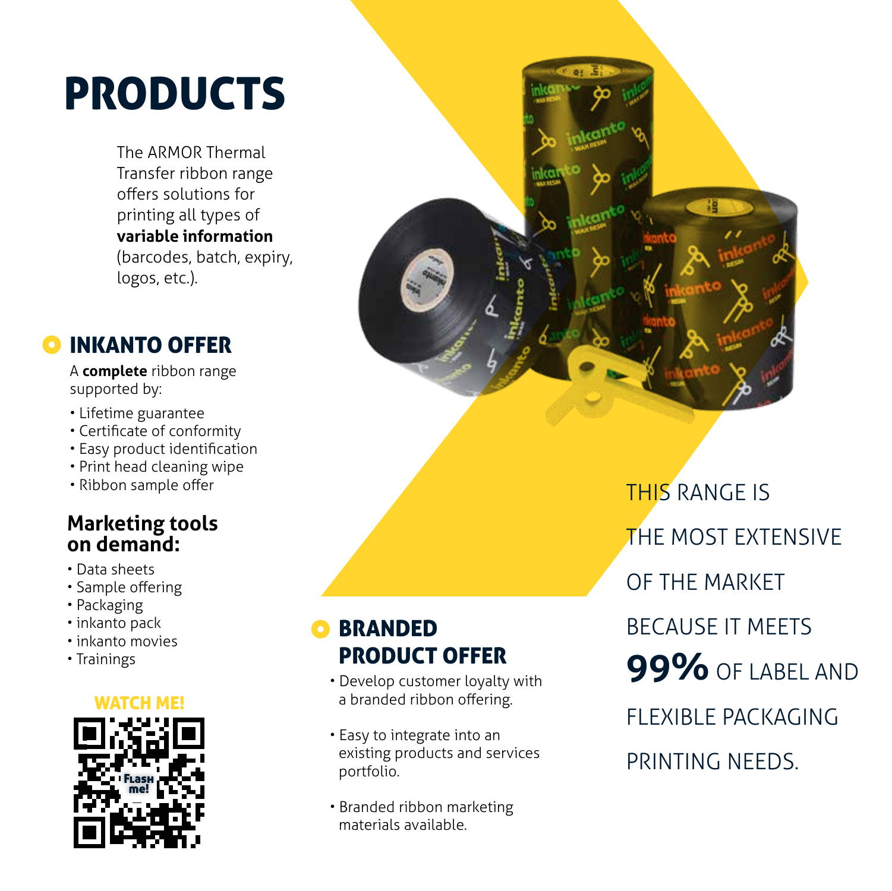# PRODUCTS

The ARMOR Thermal Transfer ribbon range offers solutions for printing all types of **variable information** (barcodes, batch, expiry, logos, etc.).

## INKANTO OFFER

A **complete** ribbon range supported by:

- Lifetime guarantee
- Certificate of conformity
- Easy product identification
- Print head cleaning wipe
- Ribbon sample offer

### Marketing tools on demand:

- Data sheets
- Sample offering
- Packaging
- inkanto pack
- inkanto movies
- Trainings

WATCH ME!

Flash me!

## BRANDED PRODUCT OFFER

- Develop customer loyalty with a branded ribbon offering.
- Easy to integrate into an existing products and services portfolio.
- Branded ribbon marketing materials available.

THIS RANGE IS THE MOST EXTENSIVE OF THE MARKET BECAUSE IT MEETS **99%** OF LABEL AND FLEXIBLE PACKAGING PRINTING NEEDS.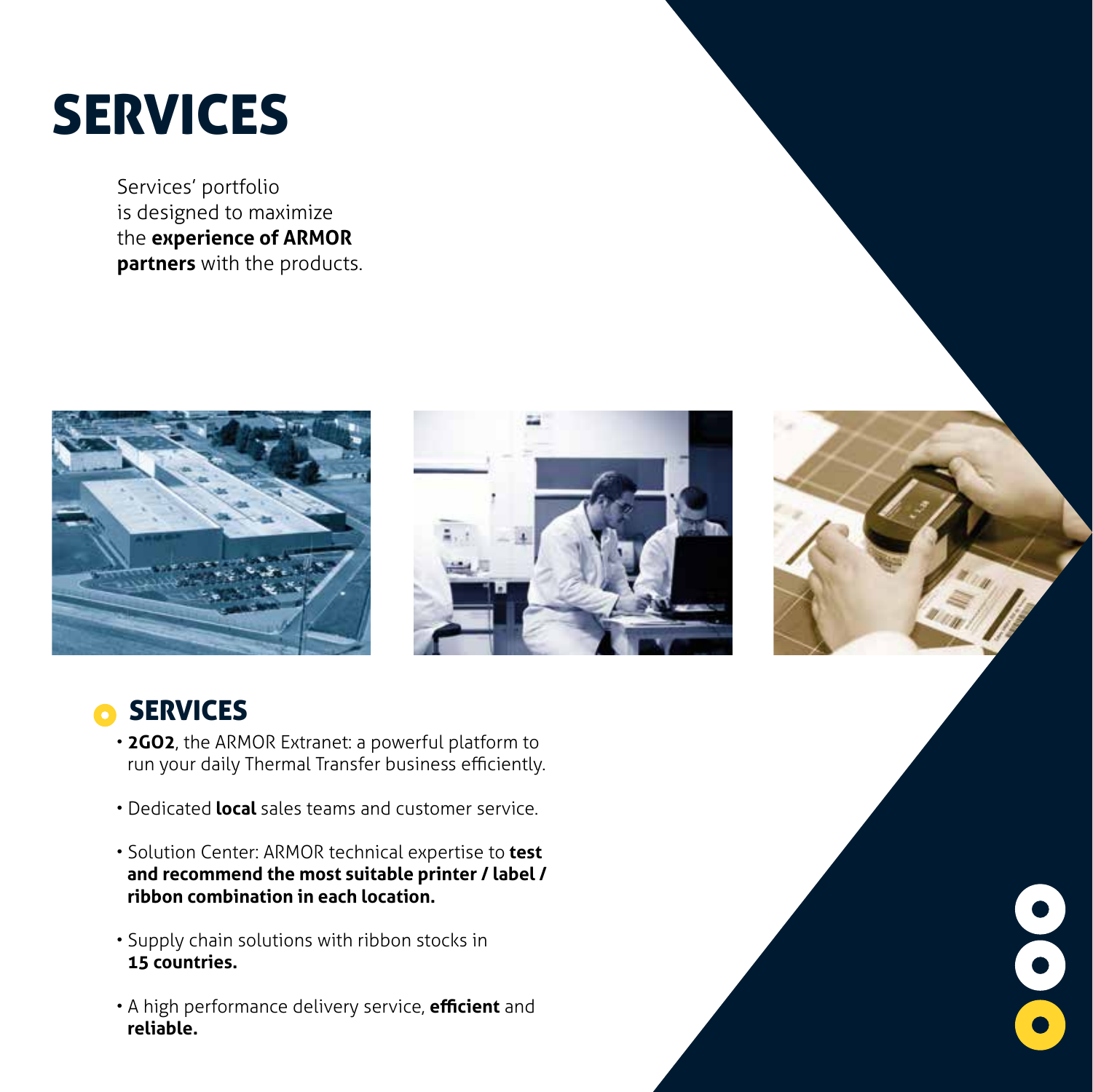# SERVICES

Services' portfolio is designed to maximize the **experience of ARMOR partners** with the products.

## SERVICES

- **2GO2**, the ARMOR Extranet: a powerful platform to run your daily Thermal Transfer business efficiently.
- Dedicated **local** sales teams and customer service.
- Solution Center: ARMOR technical expertise to **test and recommend the most suitable printer / label / ribbon combination in each location.**
- Supply chain solutions with ribbon stocks in **15 countries.**
- A high performance delivery service, **efficient** and **reliable.**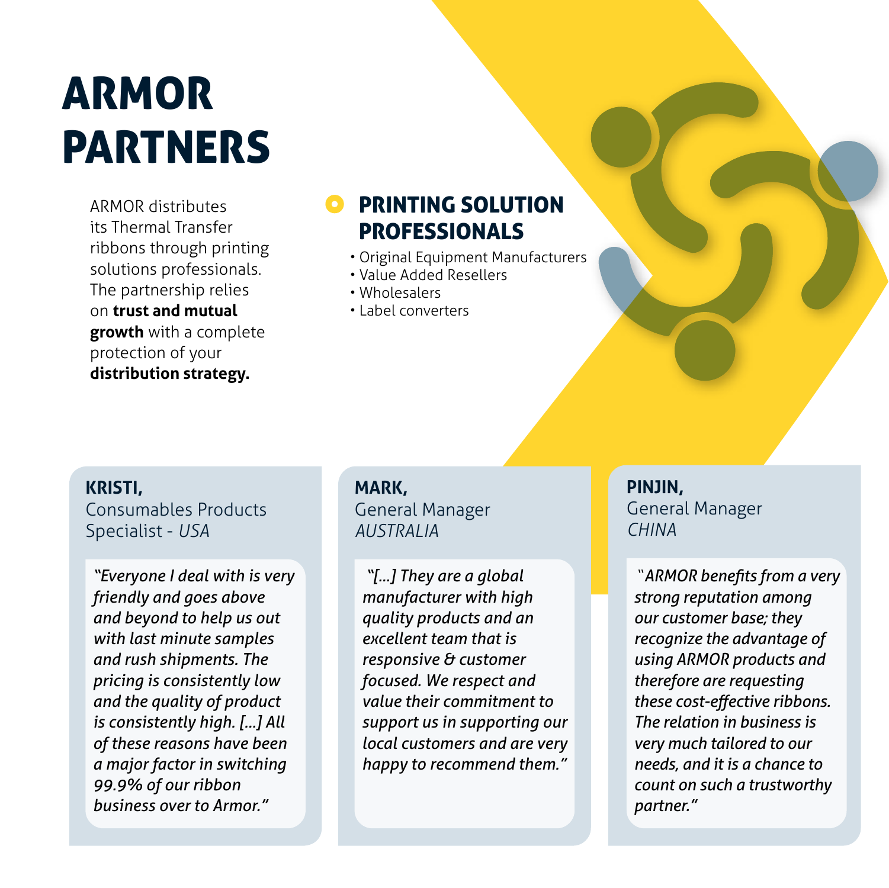# ARMOR PARTNERS

ARMOR distributes its Thermal Transfer ribbons through printing solutions professionals. The partnership relies on **trust and mutual growth** with a complete protection of your **distribution strategy.**

## PRINTING SOLUTION PROFESSIONALS

- Original Equipment Manufacturers
- Value Added Resellers
- Wholesalers
- Label converters

**KRISTI,**
Consumables Products Specialist - *USA*

*"Everyone I deal with is very friendly and goes above and beyond to help us out with last minute samples and rush shipments. The pricing is consistently low and the quality of product is consistently high. [...] All of these reasons have been a major factor in switching 99.9% of our ribbon business over to Armor."*

**MARK,**
General Manager
*AUSTRALIA*

*"[...] They are a global manufacturer with high quality products and an excellent team that is responsive & customer focused. We respect and value their commitment to support us in supporting our local customers and are very happy to recommend them."*

**PINJIN,**
General Manager
*CHINA*

*"ARMOR benefits from a very strong reputation among our customer base; they recognize the advantage of using ARMOR products and therefore are requesting these cost-effective ribbons. The relation in business is very much tailored to our needs, and it is a chance to count on such a trustworthy partner."*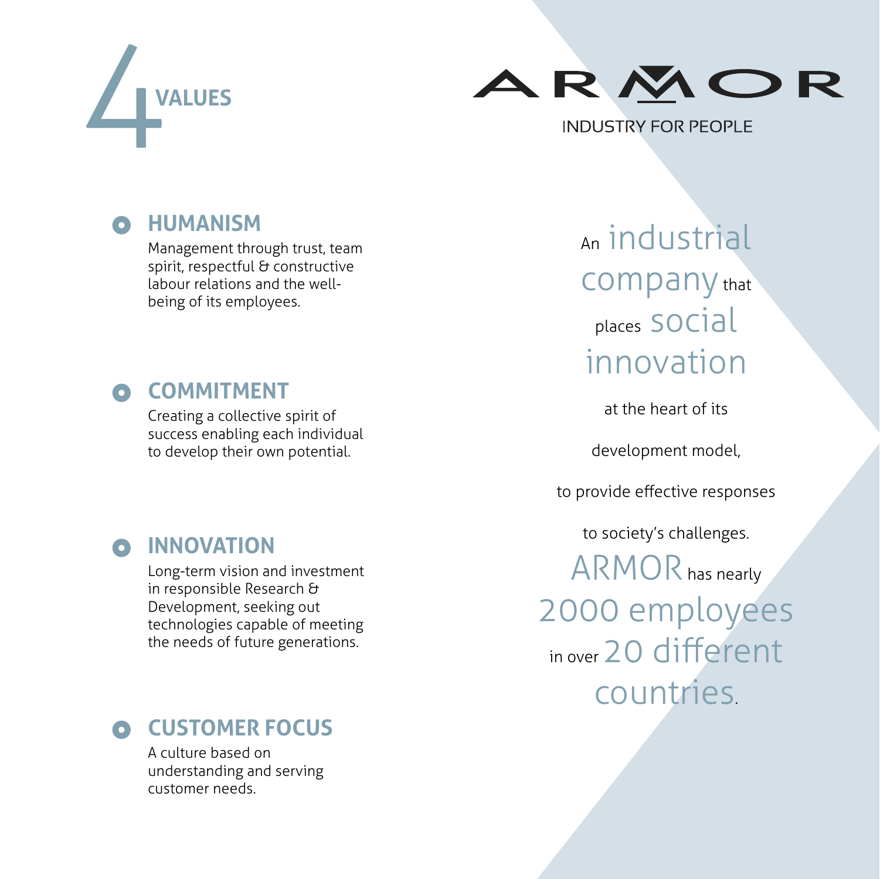# 4 VALUES

ARMOR

INDUSTRY FOR PEOPLE

## HUMANISM

Management through trust, team spirit, respectful & constructive labour relations and the well-being of its employees.

## COMMITMENT

Creating a collective spirit of success enabling each individual to develop their own potential.

## INNOVATION

Long-term vision and investment in responsible Research & Development, seeking out technologies capable of meeting the needs of future generations.

## CUSTOMER FOCUS

A culture based on understanding and serving customer needs.

An industrial company that places social innovation at the heart of its development model, to provide effective responses to society's challenges.

ARMOR has nearly 2000 employees in over 20 different countries.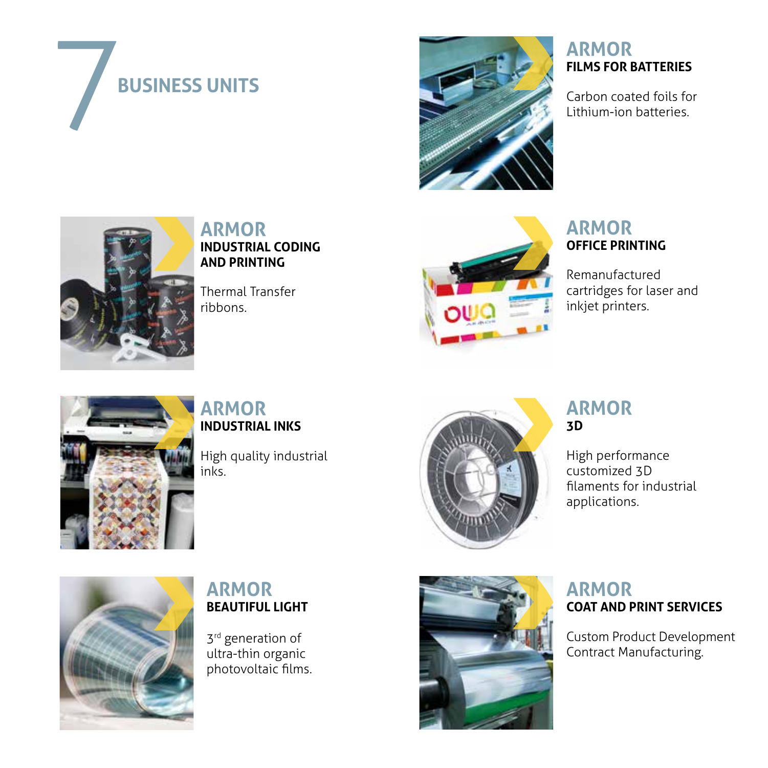# 7 BUSINESS UNITS

## ARMOR FILMS FOR BATTERIES

Carbon coated foils for Lithium-ion batteries.

## ARMOR INDUSTRIAL CODING AND PRINTING

Thermal Transfer ribbons.

## ARMOR OFFICE PRINTING

Remanufactured cartridges for laser and inkjet printers.

## ARMOR INDUSTRIAL INKS

High quality industrial inks.

## ARMOR 3D

High performance customized 3D filaments for industrial applications.

## ARMOR BEAUTIFUL LIGHT

3rd generation of ultra-thin organic photovoltaic films.

## ARMOR COAT AND PRINT SERVICES

Custom Product Development Contract Manufacturing.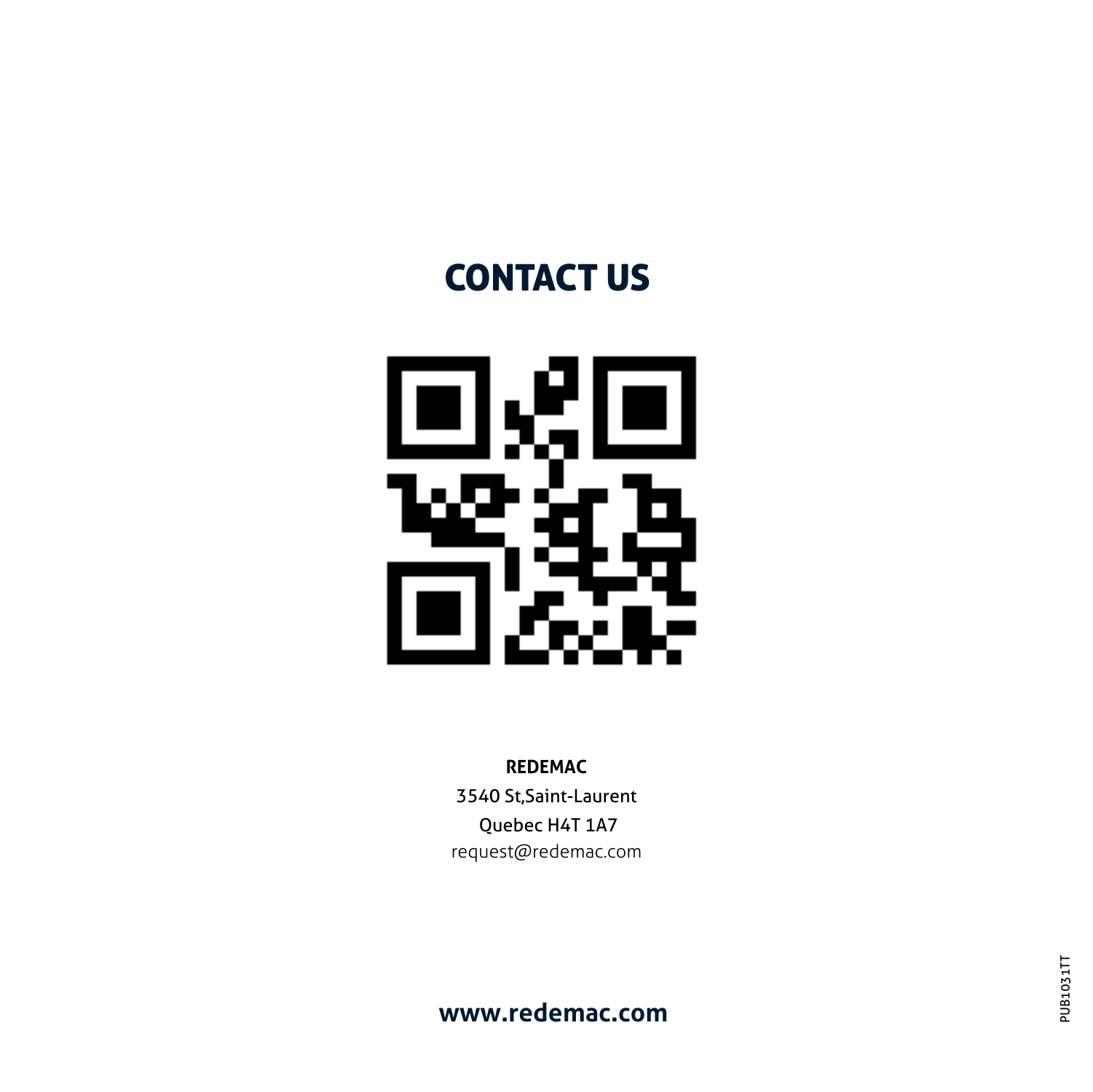# CONTACT US

**REDEMAC**

3540 St,Saint-Laurent

Quebec H4T 1A7

request@redemac.com

**www.redemac.com**

PUB1031TT